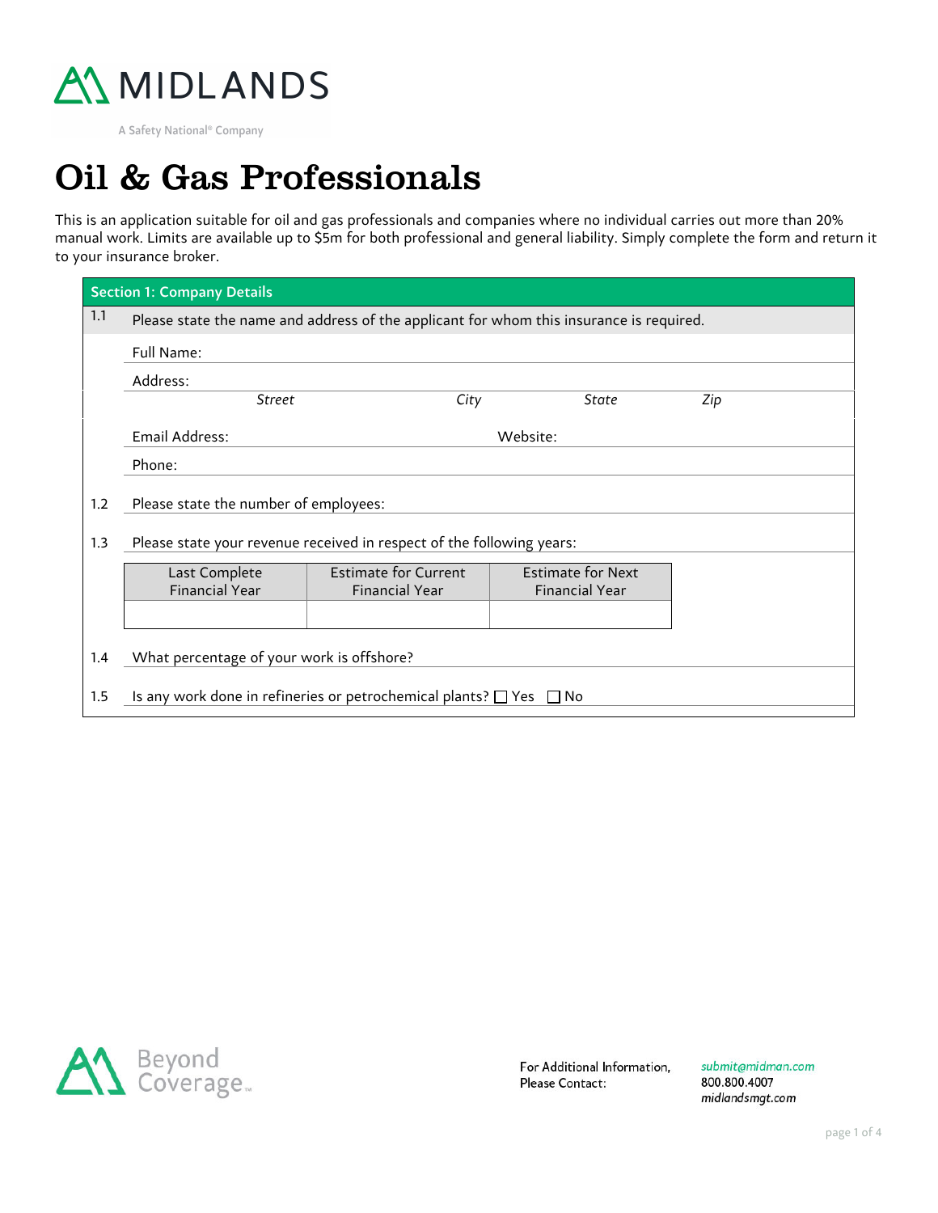MIDLANDS

A Safety National® Company

# Oil & Gas Professionals

This is an application suitable for oil and gas professionals and companies where no individual carries out more than 20% manual work. Limits are available up to $5m for both professional and general liability. Simply complete the form and return it to your insurance broker.

## Section 1: Company Details

1.1 Please state the name and address of the applicant for whom this insurance is required.

Full Name:

Address:

*Street* *City* *State* *Zip*

Email Address: Website:

Phone:

1.2 Please state the number of employees:

1.3 Please state your revenue received in respect of the following years:

| Last Complete Financial Year | Estimate for Current Financial Year | Estimate for Next Financial Year |
|---|---|---|
| | | |

1.4 What percentage of your work is offshore?

1.5 Is any work done in refineries or petrochemical plants? ☐ Yes ☐ No

Beyond Coverage™

For Additional Information, Please Contact: *submit@midman.com* 800.800.4007 *midlandsmgt.com*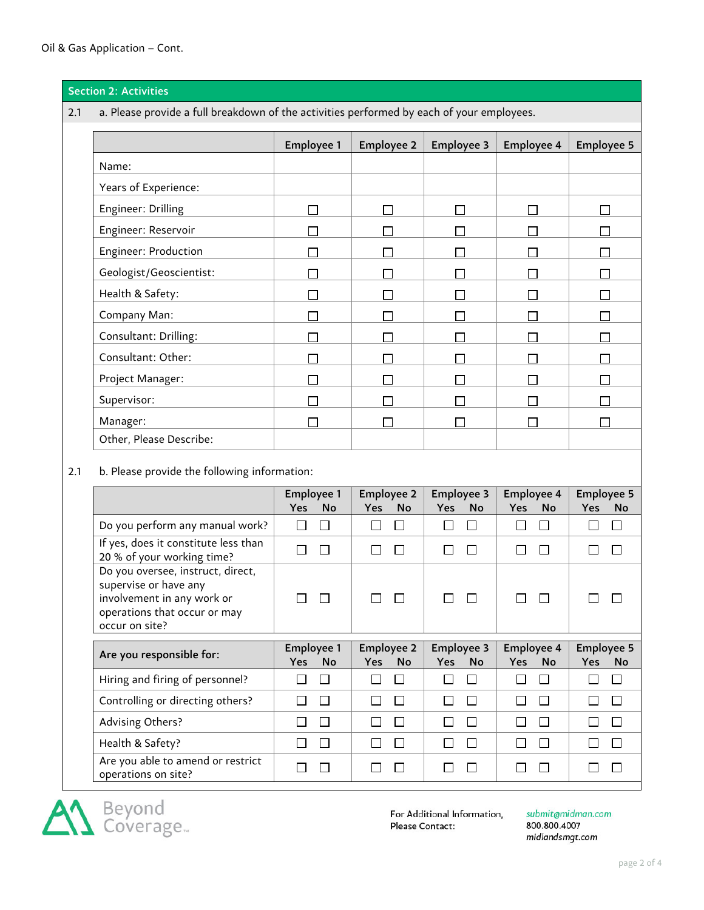Oil & Gas Application – Cont.

## Section 2: Activities

2.1 a. Please provide a full breakdown of the activities performed by each of your employees.

| | Employee 1 | Employee 2 | Employee 3 | Employee 4 | Employee 5 |
|---|---|---|---|---|---|
| Name: | | | | | |
| Years of Experience: | | | | | |
| Engineer: Drilling | ☐ | ☐ | ☐ | ☐ | ☐ |
| Engineer: Reservoir | ☐ | ☐ | ☐ | ☐ | ☐ |
| Engineer: Production | ☐ | ☐ | ☐ | ☐ | ☐ |
| Geologist/Geoscientist: | ☐ | ☐ | ☐ | ☐ | ☐ |
| Health & Safety: | ☐ | ☐ | ☐ | ☐ | ☐ |
| Company Man: | ☐ | ☐ | ☐ | ☐ | ☐ |
| Consultant: Drilling: | ☐ | ☐ | ☐ | ☐ | ☐ |
| Consultant: Other: | ☐ | ☐ | ☐ | ☐ | ☐ |
| Project Manager: | ☐ | ☐ | ☐ | ☐ | ☐ |
| Supervisor: | ☐ | ☐ | ☐ | ☐ | ☐ |
| Manager: | ☐ | ☐ | ☐ | ☐ | ☐ |
| Other, Please Describe: | | | | | |

2.1 b. Please provide the following information:

| | Employee 1 | | Employee 2 | | Employee 3 | | Employee 4 | | Employee 5 | |
|---|---|---|---|---|---|---|---|---|---|---|
| | Yes | No | Yes | No | Yes | No | Yes | No | Yes | No |
| Do you perform any manual work? | ☐ | ☐ | ☐ | ☐ | ☐ | ☐ | ☐ | ☐ | ☐ | ☐ |
| If yes, does it constitute less than 20 % of your working time? | ☐ | ☐ | ☐ | ☐ | ☐ | ☐ | ☐ | ☐ | ☐ | ☐ |
| Do you oversee, instruct, direct, supervise or have any involvement in any work or operations that occur or may occur on site? | ☐ | ☐ | ☐ | ☐ | ☐ | ☐ | ☐ | ☐ | ☐ | ☐ |

| **Are you responsible for:** | Employee 1 | | Employee 2 | | Employee 3 | | Employee 4 | | Employee 5 | |
|---|---|---|---|---|---|---|---|---|---|---|
| | Yes | No | Yes | No | Yes | No | Yes | No | Yes | No |
| Hiring and firing of personnel? | ☐ | ☐ | ☐ | ☐ | ☐ | ☐ | ☐ | ☐ | ☐ | ☐ |
| Controlling or directing others? | ☐ | ☐ | ☐ | ☐ | ☐ | ☐ | ☐ | ☐ | ☐ | ☐ |
| Advising Others? | ☐ | ☐ | ☐ | ☐ | ☐ | ☐ | ☐ | ☐ | ☐ | ☐ |
| Health & Safety? | ☐ | ☐ | ☐ | ☐ | ☐ | ☐ | ☐ | ☐ | ☐ | ☐ |
| Are you able to amend or restrict operations on site? | ☐ | ☐ | ☐ | ☐ | ☐ | ☐ | ☐ | ☐ | ☐ | ☐ |

Beyond Coverage™

For Additional Information, Please Contact: submit@midman.com 800.800.4007 midlandsmgt.com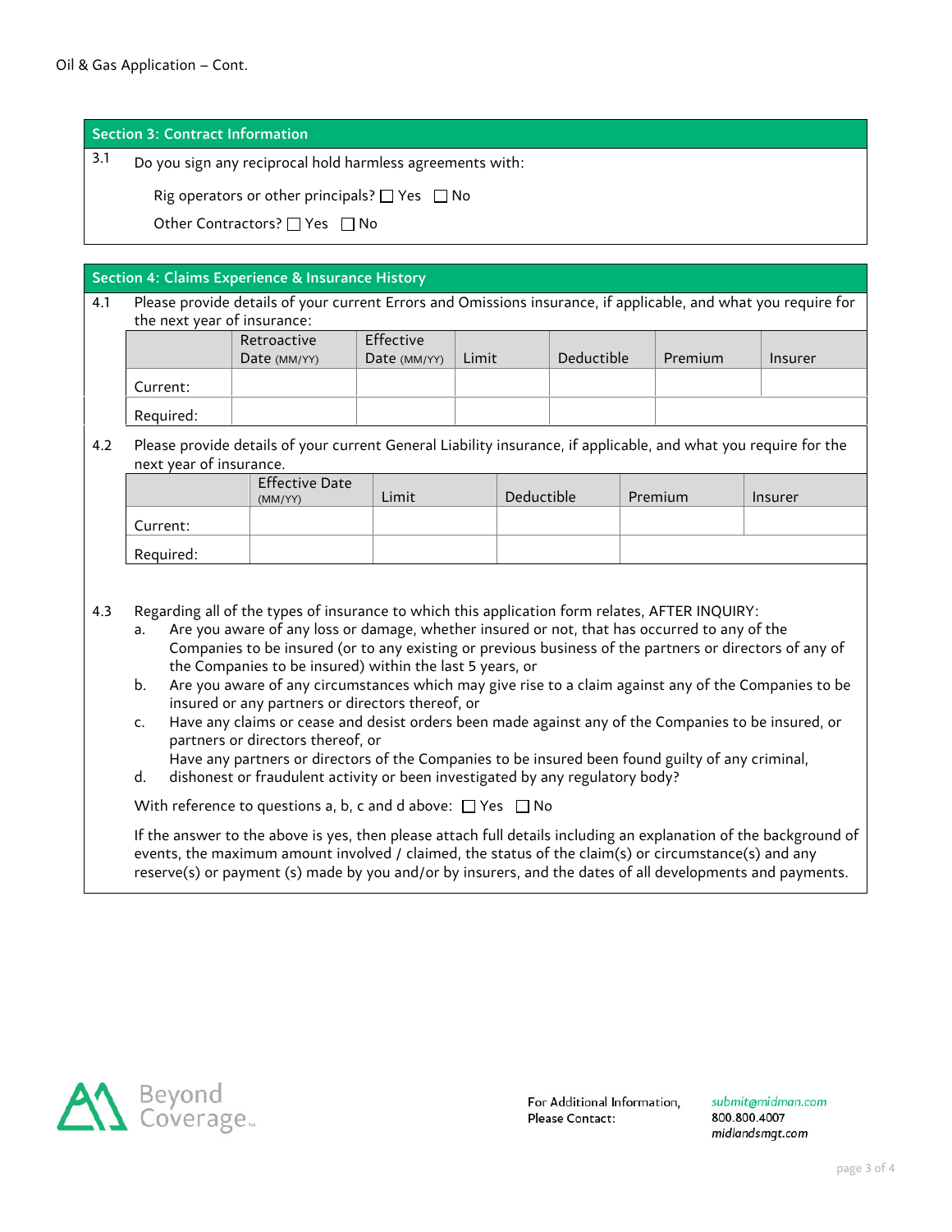Oil & Gas Application – Cont.

## Section 3: Contract Information

3.1 Do you sign any reciprocal hold harmless agreements with:

Rig operators or other principals? ☐ Yes ☐ No

Other Contractors? ☐ Yes ☐ No

## Section 4: Claims Experience & Insurance History

4.1 Please provide details of your current Errors and Omissions insurance, if applicable, and what you require for the next year of insurance:

| | Retroactive Date (MM/YY) | Effective Date (MM/YY) | Limit | Deductible | Premium | Insurer |
|---|---|---|---|---|---|---|
| Current: | | | | | | |
| Required: | | | | | | |

4.2 Please provide details of your current General Liability insurance, if applicable, and what you require for the next year of insurance.

| | Effective Date (MM/YY) | Limit | Deductible | Premium | Insurer |
|---|---|---|---|---|---|
| Current: | | | | | |
| Required: | | | | | |

4.3 Regarding all of the types of insurance to which this application form relates, AFTER INQUIRY:

a. Are you aware of any loss or damage, whether insured or not, that has occurred to any of the Companies to be insured (or to any existing or previous business of the partners or directors of any of the Companies to be insured) within the last 5 years, or

b. Are you aware of any circumstances which may give rise to a claim against any of the Companies to be insured or any partners or directors thereof, or

c. Have any claims or cease and desist orders been made against any of the Companies to be insured, or partners or directors thereof, or

d. Have any partners or directors of the Companies to be insured been found guilty of any criminal, dishonest or fraudulent activity or been investigated by any regulatory body?

With reference to questions a, b, c and d above: ☐ Yes ☐ No

If the answer to the above is yes, then please attach full details including an explanation of the background of events, the maximum amount involved / claimed, the status of the claim(s) or circumstance(s) and any reserve(s) or payment (s) made by you and/or by insurers, and the dates of all developments and payments.

Beyond Coverage™

For Additional Information, Please Contact: submit@midman.com 800.800.4007 midlandsmgt.com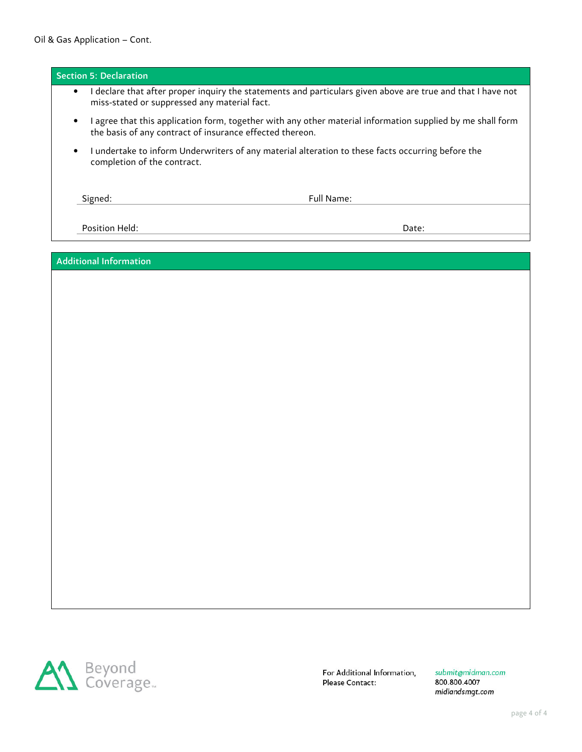## Section 5: Declaration

- I declare that after proper inquiry the statements and particulars given above are true and that I have not miss-stated or suppressed any material fact.
- I agree that this application form, together with any other material information supplied by me shall form the basis of any contract of insurance effected thereon.
- I undertake to inform Underwriters of any material alteration to these facts occurring before the completion of the contract.

Signed: ____________________ Full Name: ____________________

Position Held: ____________________ Date: ____________________

## Additional Information

Beyond Coverage™

For Additional Information, Please Contact:

*submit@midman.com*
800.800.4007
*midlandsmgt.com*